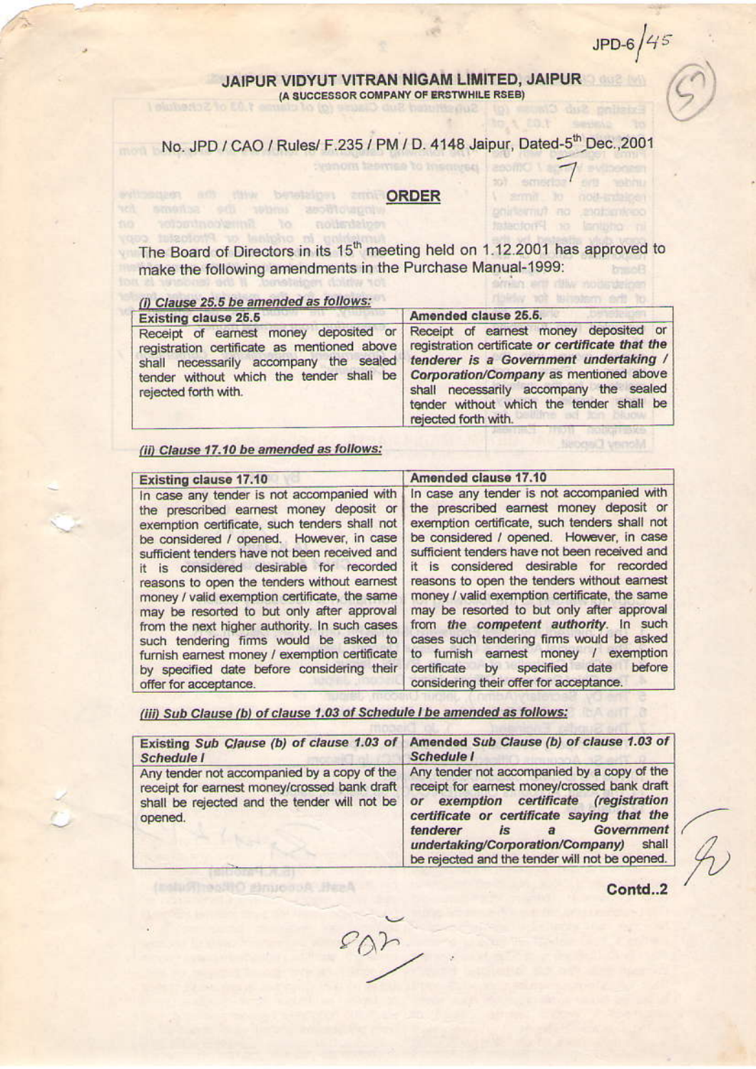JPD-6/45

## JAIPUR VIDYUT VITRAN NIGAM LIMITED, JAIPUR

(A SUCCESSOR COMPANY OF ERSTWHILE RSEB)

No. JPD / CAO / Rules/ F.235 / PM / D. 4148 Jaipur, Dated-5th Dec.,2001

### ORDER

The Board of Directors in its 15th meeting held on 1.12.2001 has approved to make the following amendments in the Purchase Manual-1999:

***(i) Clause 25.5 be amended as follows:***

| Existing clause 25.5 | Amended clause 25.5. |
|---|---|
| Receipt of earnest money deposited or registration certificate as mentioned above shall necessarily accompany the sealed tender without which the tender shall be rejected forth with. | Receipt of earnest money deposited or registration certificate ***or certificate that the tenderer is a Government undertaking / Corporation/Company*** as mentioned above shall necessarily accompany the sealed tender without which the tender shall be rejected forth with. |

***(ii) Clause 17.10 be amended as follows:***

| Existing clause 17.10 | Amended clause 17.10 |
|---|---|
| In case any tender is not accompanied with the prescribed earnest money deposit or exemption certificate, such tenders shall not be considered / opened. However, in case sufficient tenders have not been received and it is considered desirable for recorded reasons to open the tenders without earnest money / valid exemption certificate, the same may be resorted to but only after approval from the next higher authority. In such cases such tendering firms would be asked to furnish earnest money / exemption certificate by specified date before considering their offer for acceptance. | In case any tender is not accompanied with the prescribed earnest money deposit or exemption certificate, such tenders shall not be considered / opened. However, in case sufficient tenders have not been received and it is considered desirable for recorded reasons to open the tenders without earnest money / valid exemption certificate, the same may be resorted to but only after approval from ***the competent authority***. In such cases such tendering firms would be asked to furnish earnest money / exemption certificate by specified date before considering their offer for acceptance. |

***(iii) Sub Clause (b) of clause 1.03 of Schedule I be amended as follows:***

| ***Existing Sub Clause (b) of clause 1.03 of Schedule I*** | ***Amended Sub Clause (b) of clause 1.03 of Schedule I*** |
|---|---|
| Any tender not accompanied by a copy of the receipt for earnest money/crossed bank draft shall be rejected and the tender will not be opened. | Any tender not accompanied by a copy of the receipt for earnest money/crossed bank draft ***or exemption certificate (registration certificate or certificate saying that the tenderer is a Government undertaking/Corporation/Company)*** shall be rejected and the tender will not be opened. |

**Contd..2**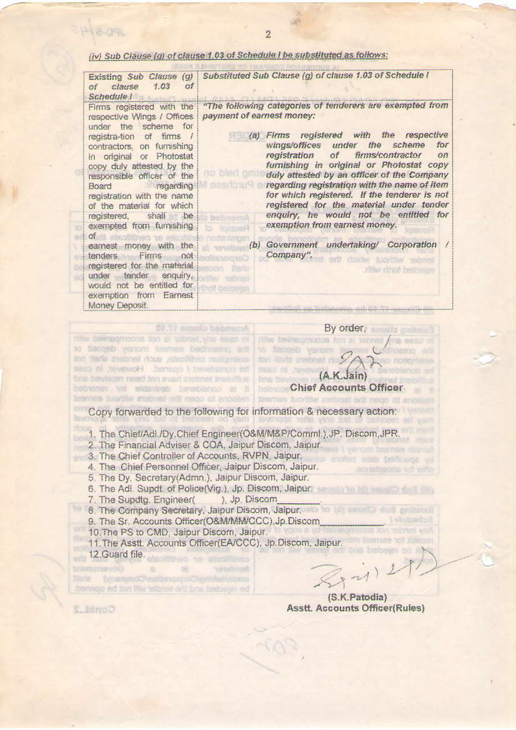*(iv) Sub Clause (g) of clause 1.03 of Schedule I be substituted as follows:*

| Existing Sub Clause (g) of clause 1.03 of Schedule I | Substituted Sub Clause (g) of clause 1.03 of Schedule I |
|---|---|
| Firms registered with the respective Wings / Offices under the scheme for registra-tion of firms / contractors, on furnishing in original or Photostat copy duly attested by the responsible officer of the Board regarding registration with the name of the material for which registered, shall be exempted from furnishing of earnest money with the tenders. Firms not registered for the material under tender enquiry, would not be entitled for exemption from Earnest Money Deposit. | *"The following categories of tenderers are exempted from payment of earnest money:* <br> *(a) Firms registered with the respective wings/offices under the scheme for registration of firms/contractor on furnishing in original or Photostat copy duly attested by an officer of the Company regarding registration with the name of item for which registered. If the tenderer is not registered for the material under tender enquiry, he would not be entitled for exemption from earnest money.* <br> *(b) Government undertaking/ Corporation / Company".* |

By order,

(A.K.Jain)
**Chief Accounts Officer**

Copy forwarded to the following for information & necessary action:

1. The Chief/Adl./Dy.Chief Engineer(O&M/M&P/Comml.),JP. Discom,JPR.
2. The Financial Adviser & COA, Jaipur Discom, Jaipur.
3. The Chief Controller of Accounts, RVPN, Jaipur.
4. The Chief Personnel Officer, Jaipur Discom, Jaipur.
5. The Dy. Secretary(Admn.), Jaipur Discom, Jaipur.
6. The Adl. Supdt. of Police(Vig.), Jp. Discom, Jaipur.
7. The Supdtg. Engineer( ), Jp. Discom\_\_\_\_\_\_\_\_.
8. The Company Secretary, Jaipur Discom, Jaipur.
9. The Sr. Accounts Officer(O&M/MM/CCC),Jp.Discom\_\_\_\_\_\_\_\_\_\_\_\_.
10. The PS to CMD, Jaipur Discom, Jaipur.
11. The Asstt. Accounts Officer(EA/CCC), Jp.Discom, Jaipur.
12. Guard file.

(S.K.Patodia)
**Asstt. Accounts Officer(Rules)**